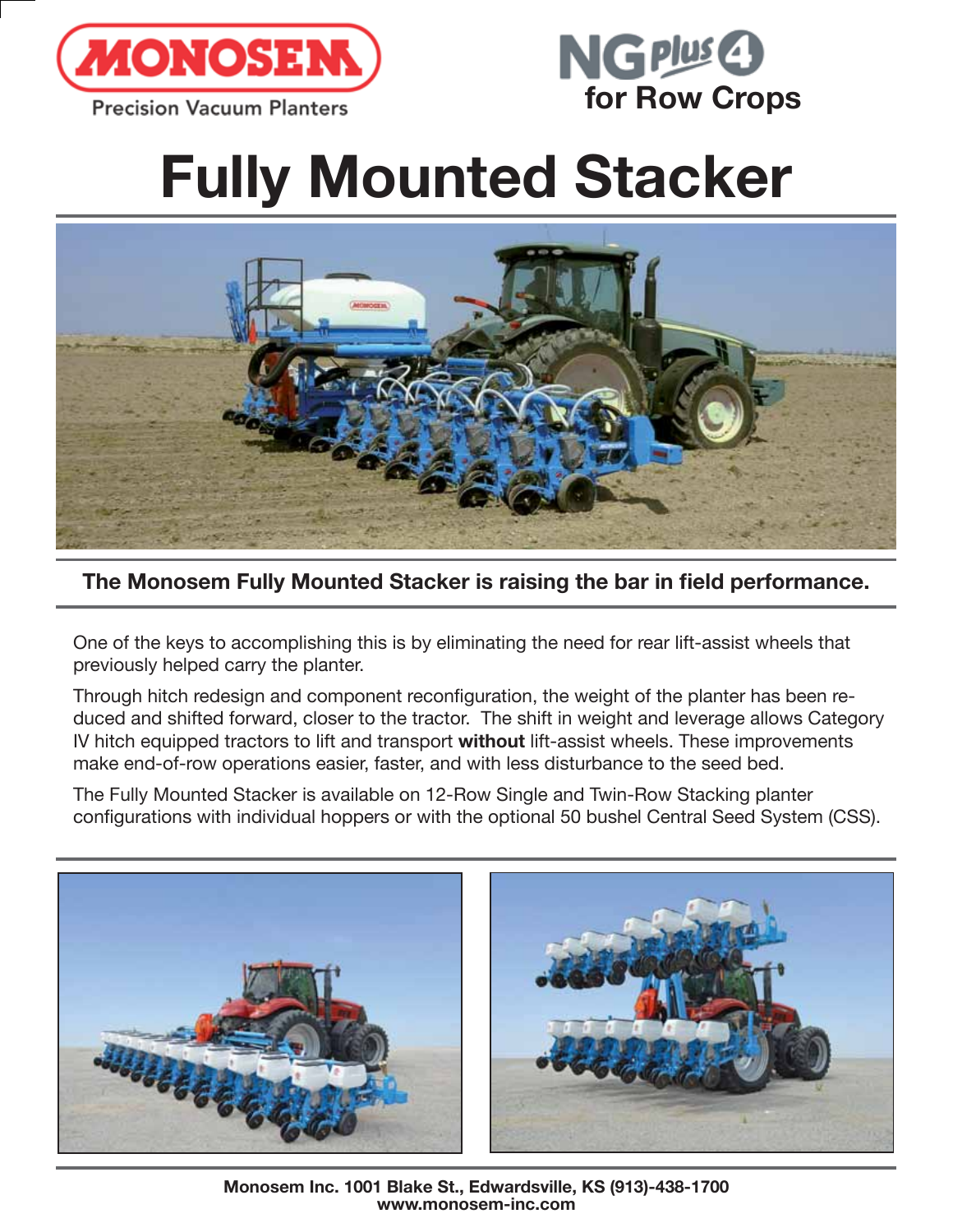MONOSEM

Precision Vacuum Planters

NG Plus 4
for Row Crops

# Fully Mounted Stacker

**The Monosem Fully Mounted Stacker is raising the bar in field performance.**

One of the keys to accomplishing this is by eliminating the need for rear lift-assist wheels that previously helped carry the planter.

Through hitch redesign and component reconfiguration, the weight of the planter has been reduced and shifted forward, closer to the tractor. The shift in weight and leverage allows Category IV hitch equipped tractors to lift and transport **without** lift-assist wheels. These improvements make end-of-row operations easier, faster, and with less disturbance to the seed bed.

The Fully Mounted Stacker is available on 12-Row Single and Twin-Row Stacking planter configurations with individual hoppers or with the optional 50 bushel Central Seed System (CSS).

**Monosem Inc. 1001 Blake St., Edwardsville, KS (913)-438-1700**
**www.monosem-inc.com**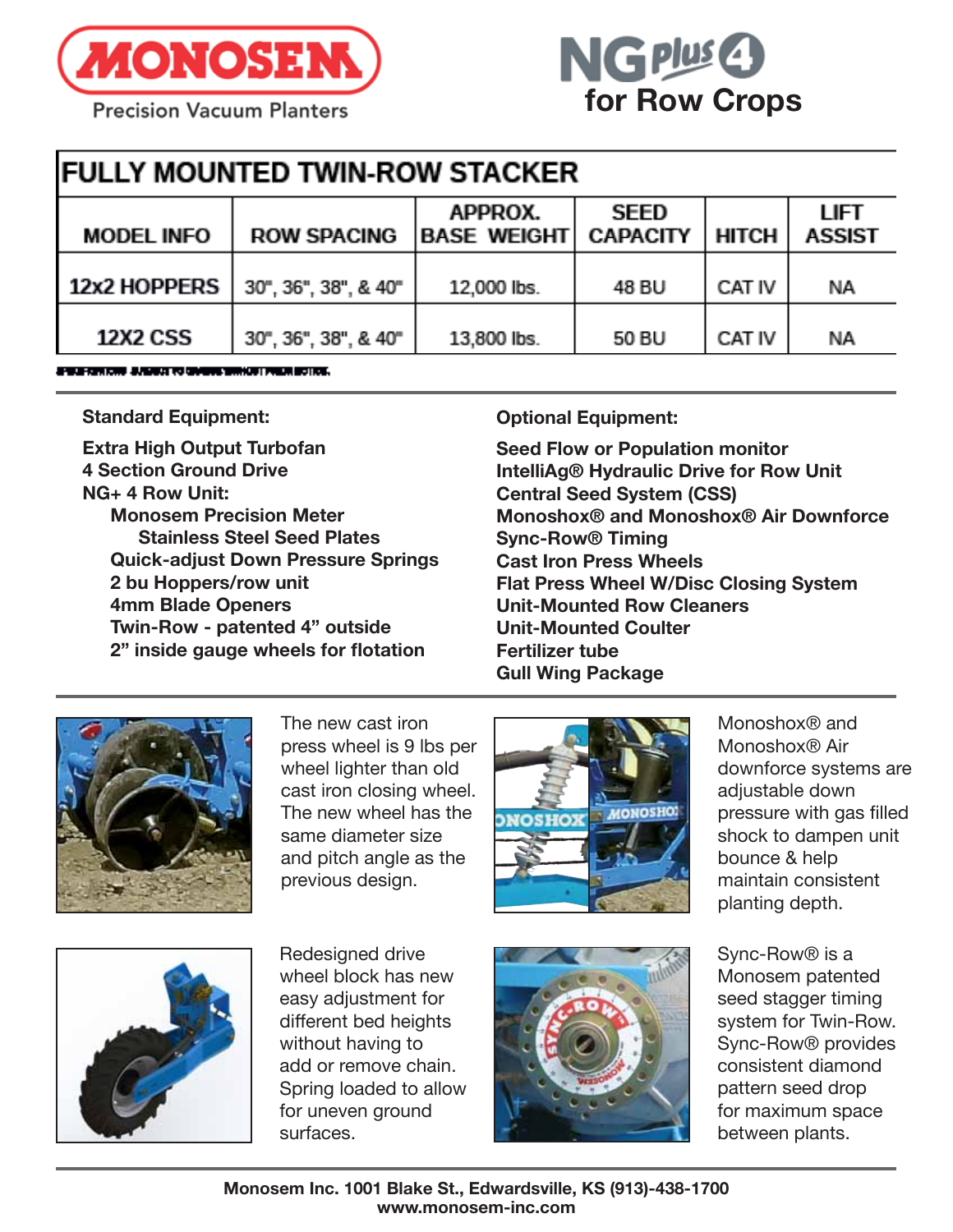MONOSEM
Precision Vacuum Planters

# NG Plus 4 for Row Crops

## FULLY MOUNTED TWIN-ROW STACKER

| MODEL INFO | ROW SPACING | APPROX. BASE WEIGHT | SEED CAPACITY | HITCH | LIFT ASSIST |
|---|---|---|---|---|---|
| 12x2 HOPPERS | 30", 36", 38", & 40" | 12,000 lbs. | 48 BU | CAT IV | NA |
| 12X2 CSS | 30", 36", 38", & 40" | 13,800 lbs. | 50 BU | CAT IV | NA |

SPECIFICATIONS SUBJECT TO CHANGE WITHOUT PRIOR NOTICE.

**Standard Equipment:**

- Extra High Output Turbofan
- 4 Section Ground Drive
- NG+ 4 Row Unit:
  - Monosem Precision Meter
    - Stainless Steel Seed Plates
  - Quick-adjust Down Pressure Springs
  - 2 bu Hoppers/row unit
  - 4mm Blade Openers
  - Twin-Row - patented 4" outside
  - 2" inside gauge wheels for flotation

**Optional Equipment:**

- Seed Flow or Population monitor
- IntelliAg® Hydraulic Drive for Row Unit
- Central Seed System (CSS)
- Monoshox® and Monoshox® Air Downforce
- Sync-Row® Timing
- Cast Iron Press Wheels
- Flat Press Wheel W/Disc Closing System
- Unit-Mounted Row Cleaners
- Unit-Mounted Coulter
- Fertilizer tube
- Gull Wing Package

The new cast iron press wheel is 9 lbs per wheel lighter than old cast iron closing wheel. The new wheel has the same diameter size and pitch angle as the previous design.

Monoshox® and Monoshox® Air downforce systems are adjustable down pressure with gas filled shock to dampen unit bounce & help maintain consistent planting depth.

Redesigned drive wheel block has new easy adjustment for different bed heights without having to add or remove chain. Spring loaded to allow for uneven ground surfaces.

Sync-Row® is a Monosem patented seed stagger timing system for Twin-Row. Sync-Row® provides consistent diamond pattern seed drop for maximum space between plants.

Monosem Inc. 1001 Blake St., Edwardsville, KS (913)-438-1700
www.monosem-inc.com